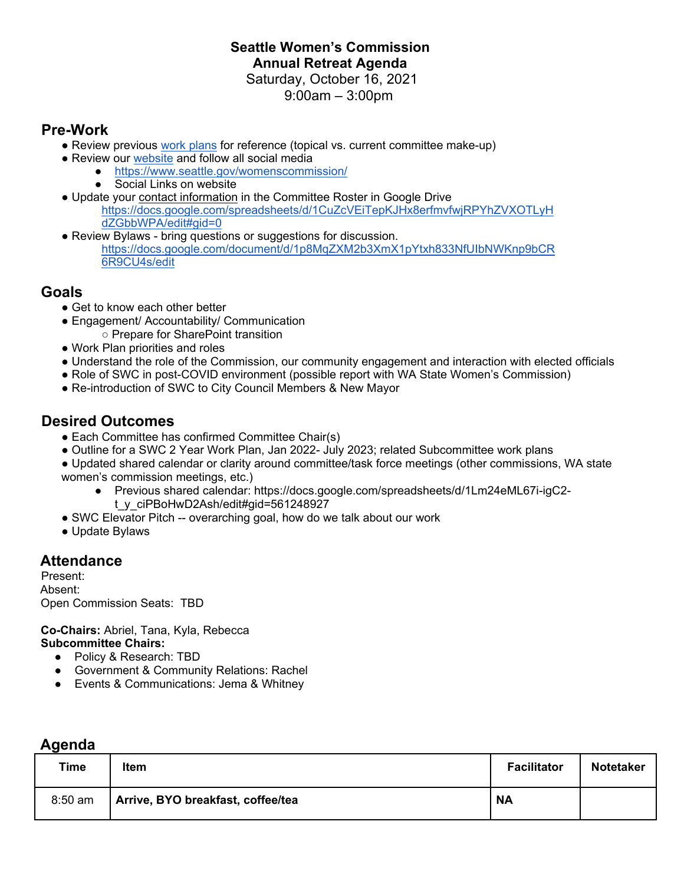# Seattle Women's Commission
## Annual Retreat Agenda

Saturday, October 16, 2021
9:00am – 3:00pm

## Pre-Work

- Review previous work plans for reference (topical vs. current committee make-up)
- Review our website and follow all social media
  - https://www.seattle.gov/womenscommission/
  - Social Links on website
- Update your contact information in the Committee Roster in Google Drive
  https://docs.google.com/spreadsheets/d/1CuZcVEiTepKJHx8erfmvfwjRPYhZVXOTLyHdZGbbWPA/edit#gid=0
- Review Bylaws - bring questions or suggestions for discussion.
  https://docs.google.com/document/d/1p8MqZXM2b3XmX1pYtxh833NfUIbNWKnp9bCR6R9CU4s/edit

## Goals

- Get to know each other better
- Engagement/ Accountability/ Communication
  - Prepare for SharePoint transition
- Work Plan priorities and roles
- Understand the role of the Commission, our community engagement and interaction with elected officials
- Role of SWC in post-COVID environment (possible report with WA State Women's Commission)
- Re-introduction of SWC to City Council Members & New Mayor

## Desired Outcomes

- Each Committee has confirmed Committee Chair(s)
- Outline for a SWC 2 Year Work Plan, Jan 2022- July 2023; related Subcommittee work plans
- Updated shared calendar or clarity around committee/task force meetings (other commissions, WA state women's commission meetings, etc.)
  - Previous shared calendar: https://docs.google.com/spreadsheets/d/1Lm24eML67i-igC2-t_y_ciPBoHwD2Ash/edit#gid=561248927
- SWC Elevator Pitch -- overarching goal, how do we talk about our work
- Update Bylaws

## Attendance

Present:
Absent:
Open Commission Seats: TBD

**Co-Chairs:** Abriel, Tana, Kyla, Rebecca
**Subcommittee Chairs:**

- Policy & Research: TBD
- Government & Community Relations: Rachel
- Events & Communications: Jema & Whitney

## Agenda

| Time | Item | Facilitator | Notetaker |
|---|---|---|---|
| 8:50 am | **Arrive, BYO breakfast, coffee/tea** | **NA** | |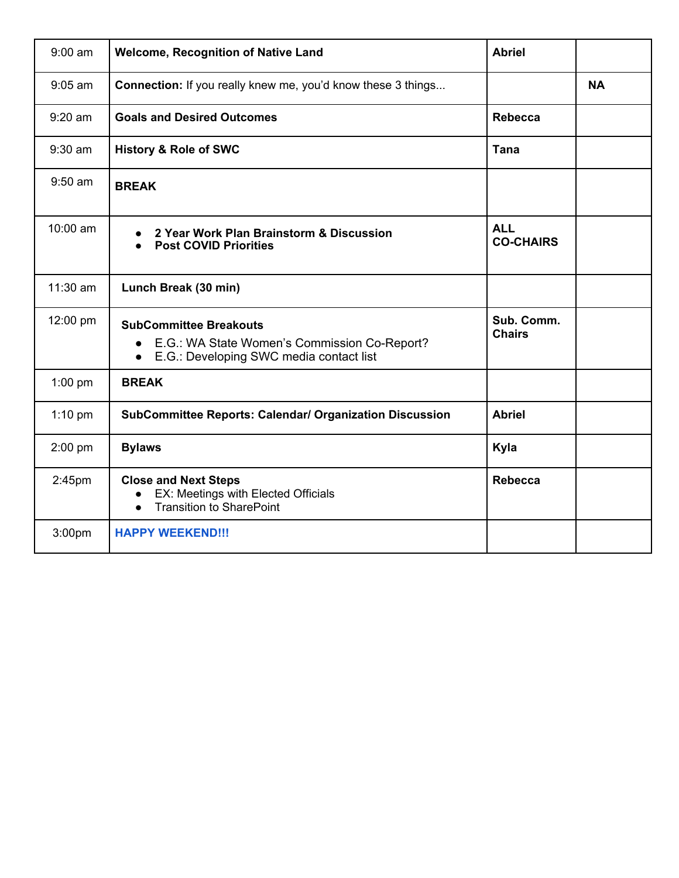| | | | |
|---|---|---|---|
| 9:00 am | **Welcome, Recognition of Native Land** | **Abriel** | |
| 9:05 am | **Connection:** If you really knew me, you'd know these 3 things... | | **NA** |
| 9:20 am | **Goals and Desired Outcomes** | **Rebecca** | |
| 9:30 am | **History & Role of SWC** | **Tana** | |
| 9:50 am | **BREAK** | | |
| 10:00 am | ● **2 Year Work Plan Brainstorm & Discussion**<br>● **Post COVID Priorities** | **ALL CO-CHAIRS** | |
| 11:30 am | **Lunch Break (30 min)** | | |
| 12:00 pm | **SubCommittee Breakouts**<br>● E.G.: WA State Women's Commission Co-Report?<br>● E.G.: Developing SWC media contact list | **Sub. Comm. Chairs** | |
| 1:00 pm | **BREAK** | | |
| 1:10 pm | **SubCommittee Reports: Calendar/ Organization Discussion** | **Abriel** | |
| 2:00 pm | **Bylaws** | **Kyla** | |
| 2:45pm | **Close and Next Steps**<br>● EX: Meetings with Elected Officials<br>● Transition to SharePoint | **Rebecca** | |
| 3:00pm | **HAPPY WEEKEND!!!** | | |